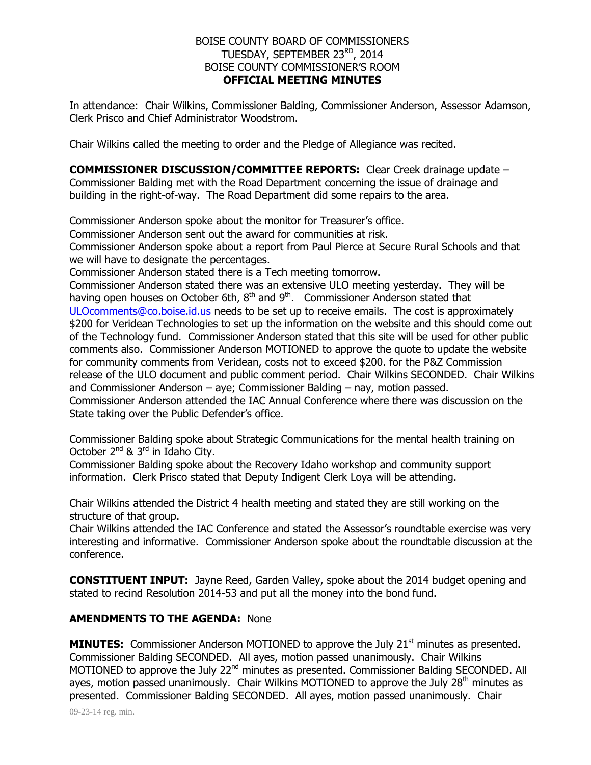BOISE COUNTY BOARD OF COMMISSIONERS
TUESDAY, SEPTEMBER 23RD, 2014
BOISE COUNTY COMMISSIONER'S ROOM
**OFFICIAL MEETING MINUTES**

In attendance: Chair Wilkins, Commissioner Balding, Commissioner Anderson, Assessor Adamson, Clerk Prisco and Chief Administrator Woodstrom.

Chair Wilkins called the meeting to order and the Pledge of Allegiance was recited.

**COMMISSIONER DISCUSSION/COMMITTEE REPORTS:** Clear Creek drainage update – Commissioner Balding met with the Road Department concerning the issue of drainage and building in the right-of-way. The Road Department did some repairs to the area.

Commissioner Anderson spoke about the monitor for Treasurer's office.
Commissioner Anderson sent out the award for communities at risk.
Commissioner Anderson spoke about a report from Paul Pierce at Secure Rural Schools and that we will have to designate the percentages.
Commissioner Anderson stated there is a Tech meeting tomorrow.
Commissioner Anderson stated there was an extensive ULO meeting yesterday. They will be having open houses on October 6th, 8th and 9th. Commissioner Anderson stated that ULOcomments@co.boise.id.us needs to be set up to receive emails. The cost is approximately $200 for Veridean Technologies to set up the information on the website and this should come out of the Technology fund. Commissioner Anderson stated that this site will be used for other public comments also. Commissioner Anderson MOTIONED to approve the quote to update the website for community comments from Veridean, costs not to exceed $200. for the P&Z Commission release of the ULO document and public comment period. Chair Wilkins SECONDED. Chair Wilkins and Commissioner Anderson – aye; Commissioner Balding – nay, motion passed.
Commissioner Anderson attended the IAC Annual Conference where there was discussion on the State taking over the Public Defender's office.

Commissioner Balding spoke about Strategic Communications for the mental health training on October 2nd & 3rd in Idaho City.
Commissioner Balding spoke about the Recovery Idaho workshop and community support information. Clerk Prisco stated that Deputy Indigent Clerk Loya will be attending.

Chair Wilkins attended the District 4 health meeting and stated they are still working on the structure of that group.
Chair Wilkins attended the IAC Conference and stated the Assessor's roundtable exercise was very interesting and informative. Commissioner Anderson spoke about the roundtable discussion at the conference.

**CONSTITUENT INPUT:** Jayne Reed, Garden Valley, spoke about the 2014 budget opening and stated to recind Resolution 2014-53 and put all the money into the bond fund.

**AMENDMENTS TO THE AGENDA:** None

**MINUTES:** Commissioner Anderson MOTIONED to approve the July 21st minutes as presented. Commissioner Balding SECONDED. All ayes, motion passed unanimously. Chair Wilkins MOTIONED to approve the July 22nd minutes as presented. Commissioner Balding SECONDED. All ayes, motion passed unanimously. Chair Wilkins MOTIONED to approve the July 28th minutes as presented. Commissioner Balding SECONDED. All ayes, motion passed unanimously. Chair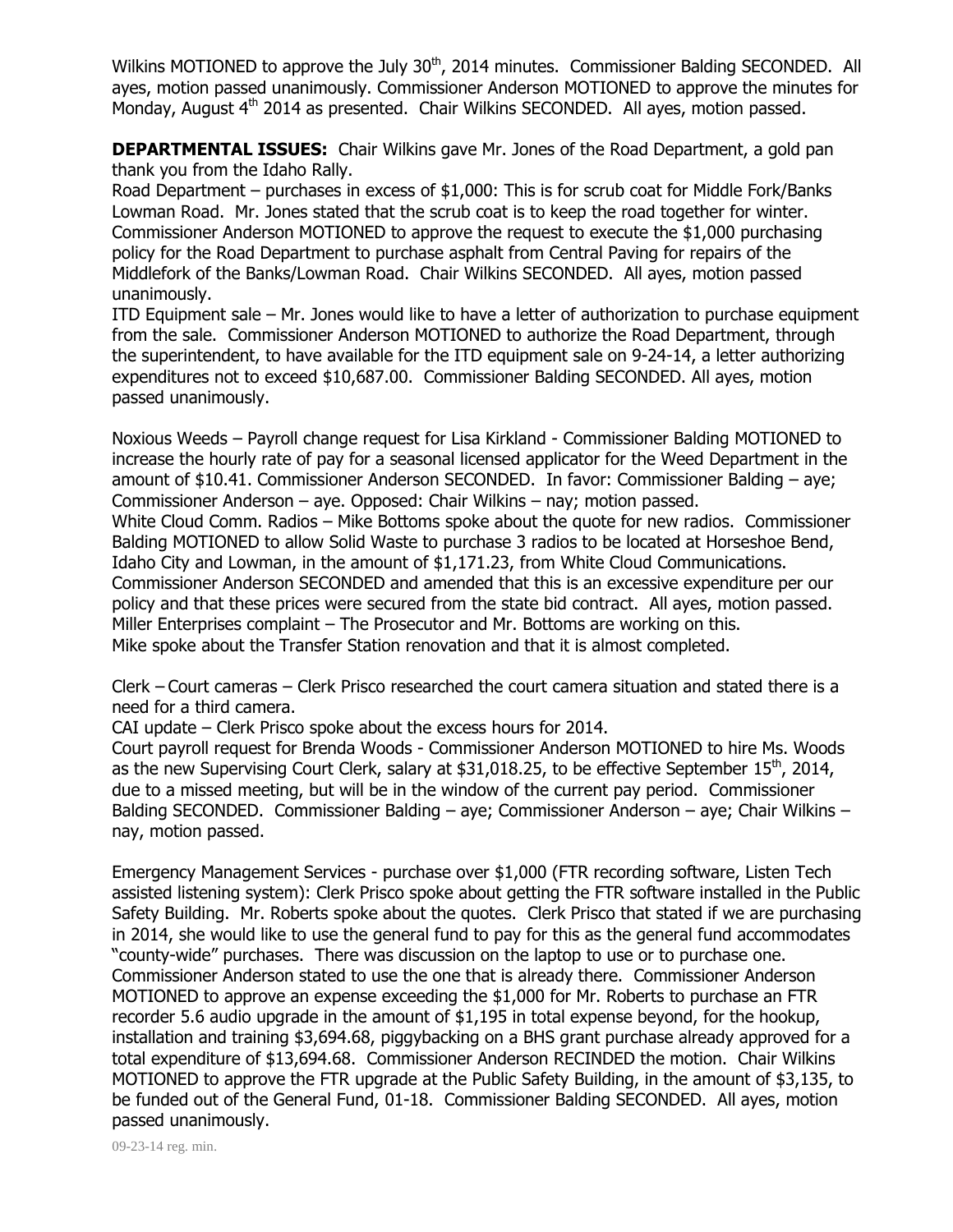Wilkins MOTIONED to approve the July 30th, 2014 minutes. Commissioner Balding SECONDED. All ayes, motion passed unanimously. Commissioner Anderson MOTIONED to approve the minutes for Monday, August 4th 2014 as presented. Chair Wilkins SECONDED. All ayes, motion passed.

**DEPARTMENTAL ISSUES:** Chair Wilkins gave Mr. Jones of the Road Department, a gold pan thank you from the Idaho Rally.

Road Department – purchases in excess of $1,000: This is for scrub coat for Middle Fork/Banks Lowman Road. Mr. Jones stated that the scrub coat is to keep the road together for winter. Commissioner Anderson MOTIONED to approve the request to execute the $1,000 purchasing policy for the Road Department to purchase asphalt from Central Paving for repairs of the Middlefork of the Banks/Lowman Road. Chair Wilkins SECONDED. All ayes, motion passed unanimously.

ITD Equipment sale – Mr. Jones would like to have a letter of authorization to purchase equipment from the sale. Commissioner Anderson MOTIONED to authorize the Road Department, through the superintendent, to have available for the ITD equipment sale on 9-24-14, a letter authorizing expenditures not to exceed $10,687.00. Commissioner Balding SECONDED. All ayes, motion passed unanimously.

Noxious Weeds – Payroll change request for Lisa Kirkland - Commissioner Balding MOTIONED to increase the hourly rate of pay for a seasonal licensed applicator for the Weed Department in the amount of $10.41. Commissioner Anderson SECONDED. In favor: Commissioner Balding – aye; Commissioner Anderson – aye. Opposed: Chair Wilkins – nay; motion passed.

White Cloud Comm. Radios – Mike Bottoms spoke about the quote for new radios. Commissioner Balding MOTIONED to allow Solid Waste to purchase 3 radios to be located at Horseshoe Bend, Idaho City and Lowman, in the amount of $1,171.23, from White Cloud Communications. Commissioner Anderson SECONDED and amended that this is an excessive expenditure per our policy and that these prices were secured from the state bid contract. All ayes, motion passed.

Miller Enterprises complaint – The Prosecutor and Mr. Bottoms are working on this.

Mike spoke about the Transfer Station renovation and that it is almost completed.

Clerk – Court cameras – Clerk Prisco researched the court camera situation and stated there is a need for a third camera.

CAI update – Clerk Prisco spoke about the excess hours for 2014.

Court payroll request for Brenda Woods - Commissioner Anderson MOTIONED to hire Ms. Woods as the new Supervising Court Clerk, salary at $31,018.25, to be effective September 15th, 2014, due to a missed meeting, but will be in the window of the current pay period. Commissioner Balding SECONDED. Commissioner Balding – aye; Commissioner Anderson – aye; Chair Wilkins – nay, motion passed.

Emergency Management Services - purchase over $1,000 (FTR recording software, Listen Tech assisted listening system): Clerk Prisco spoke about getting the FTR software installed in the Public Safety Building. Mr. Roberts spoke about the quotes. Clerk Prisco that stated if we are purchasing in 2014, she would like to use the general fund to pay for this as the general fund accommodates "county-wide" purchases. There was discussion on the laptop to use or to purchase one. Commissioner Anderson stated to use the one that is already there. Commissioner Anderson MOTIONED to approve an expense exceeding the $1,000 for Mr. Roberts to purchase an FTR recorder 5.6 audio upgrade in the amount of $1,195 in total expense beyond, for the hookup, installation and training $3,694.68, piggybacking on a BHS grant purchase already approved for a total expenditure of $13,694.68. Commissioner Anderson RECINDED the motion. Chair Wilkins MOTIONED to approve the FTR upgrade at the Public Safety Building, in the amount of $3,135, to be funded out of the General Fund, 01-18. Commissioner Balding SECONDED. All ayes, motion passed unanimously.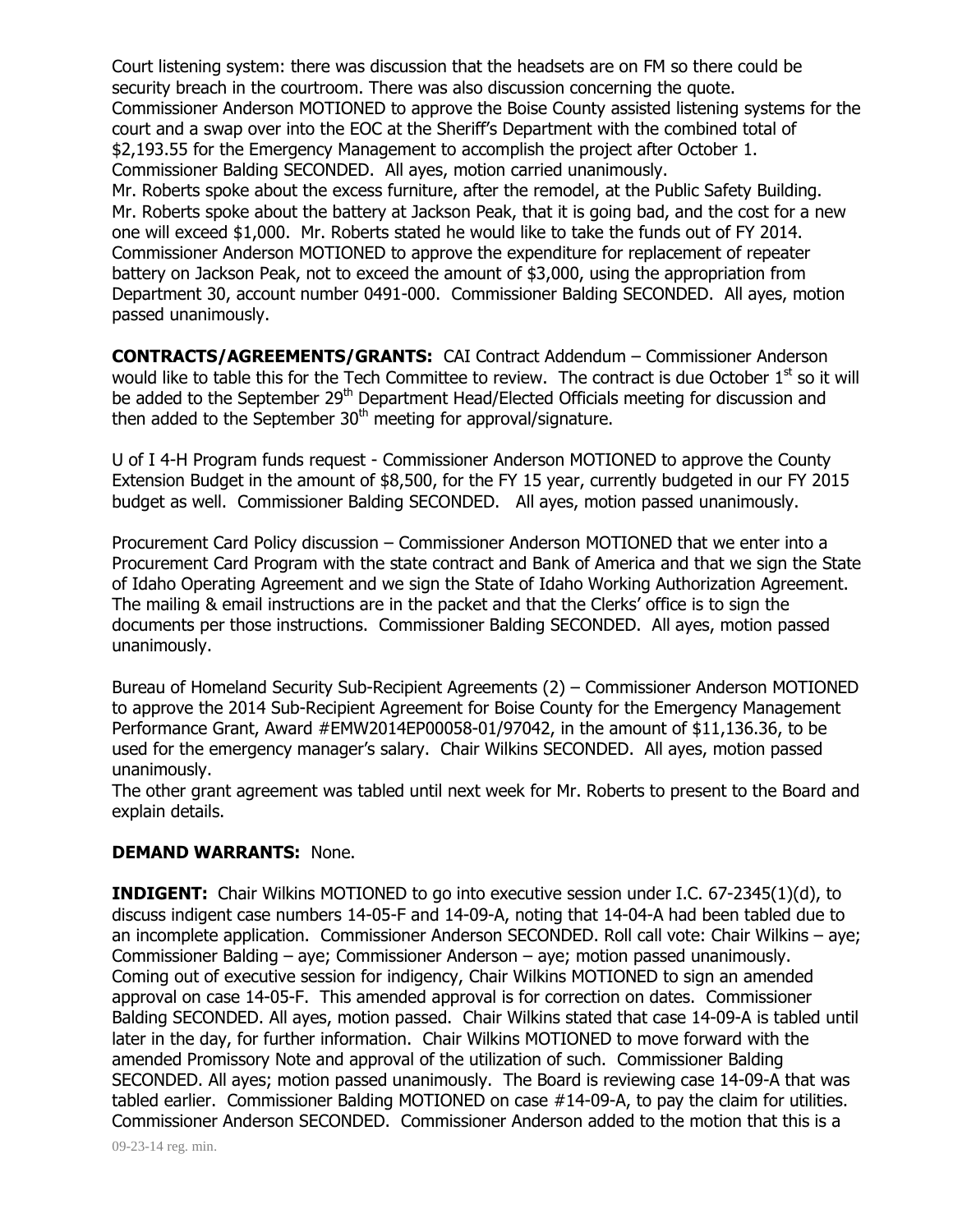Court listening system: there was discussion that the headsets are on FM so there could be security breach in the courtroom. There was also discussion concerning the quote. Commissioner Anderson MOTIONED to approve the Boise County assisted listening systems for the court and a swap over into the EOC at the Sheriff's Department with the combined total of $2,193.55 for the Emergency Management to accomplish the project after October 1. Commissioner Balding SECONDED. All ayes, motion carried unanimously.
Mr. Roberts spoke about the excess furniture, after the remodel, at the Public Safety Building.
Mr. Roberts spoke about the battery at Jackson Peak, that it is going bad, and the cost for a new one will exceed $1,000. Mr. Roberts stated he would like to take the funds out of FY 2014. Commissioner Anderson MOTIONED to approve the expenditure for replacement of repeater battery on Jackson Peak, not to exceed the amount of $3,000, using the appropriation from Department 30, account number 0491-000. Commissioner Balding SECONDED. All ayes, motion passed unanimously.

**CONTRACTS/AGREEMENTS/GRANTS:** CAI Contract Addendum – Commissioner Anderson would like to table this for the Tech Committee to review. The contract is due October 1st so it will be added to the September 29th Department Head/Elected Officials meeting for discussion and then added to the September 30th meeting for approval/signature.

U of I 4-H Program funds request - Commissioner Anderson MOTIONED to approve the County Extension Budget in the amount of $8,500, for the FY 15 year, currently budgeted in our FY 2015 budget as well. Commissioner Balding SECONDED. All ayes, motion passed unanimously.

Procurement Card Policy discussion – Commissioner Anderson MOTIONED that we enter into a Procurement Card Program with the state contract and Bank of America and that we sign the State of Idaho Operating Agreement and we sign the State of Idaho Working Authorization Agreement. The mailing & email instructions are in the packet and that the Clerks' office is to sign the documents per those instructions. Commissioner Balding SECONDED. All ayes, motion passed unanimously.

Bureau of Homeland Security Sub-Recipient Agreements (2) – Commissioner Anderson MOTIONED to approve the 2014 Sub-Recipient Agreement for Boise County for the Emergency Management Performance Grant, Award #EMW2014EP00058-01/97042, in the amount of $11,136.36, to be used for the emergency manager's salary. Chair Wilkins SECONDED. All ayes, motion passed unanimously.
The other grant agreement was tabled until next week for Mr. Roberts to present to the Board and explain details.

**DEMAND WARRANTS:** None.

**INDIGENT:** Chair Wilkins MOTIONED to go into executive session under I.C. 67-2345(1)(d), to discuss indigent case numbers 14-05-F and 14-09-A, noting that 14-04-A had been tabled due to an incomplete application. Commissioner Anderson SECONDED. Roll call vote: Chair Wilkins – aye; Commissioner Balding – aye; Commissioner Anderson – aye; motion passed unanimously.
Coming out of executive session for indigency, Chair Wilkins MOTIONED to sign an amended approval on case 14-05-F. This amended approval is for correction on dates. Commissioner Balding SECONDED. All ayes, motion passed. Chair Wilkins stated that case 14-09-A is tabled until later in the day, for further information. Chair Wilkins MOTIONED to move forward with the amended Promissory Note and approval of the utilization of such. Commissioner Balding SECONDED. All ayes; motion passed unanimously. The Board is reviewing case 14-09-A that was tabled earlier. Commissioner Balding MOTIONED on case #14-09-A, to pay the claim for utilities. Commissioner Anderson SECONDED. Commissioner Anderson added to the motion that this is a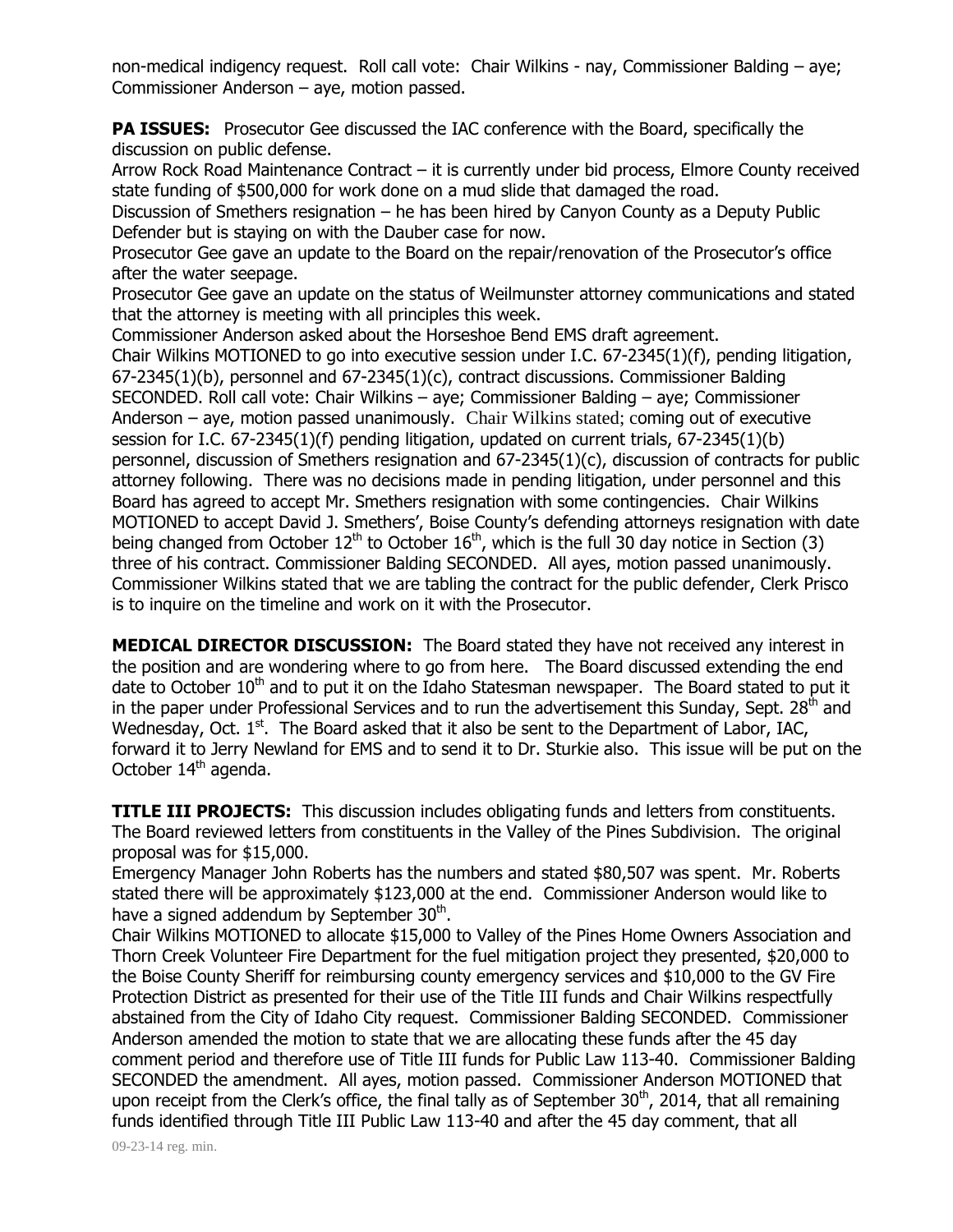non-medical indigency request. Roll call vote: Chair Wilkins - nay, Commissioner Balding – aye; Commissioner Anderson – aye, motion passed.

**PA ISSUES:** Prosecutor Gee discussed the IAC conference with the Board, specifically the discussion on public defense.

Arrow Rock Road Maintenance Contract – it is currently under bid process, Elmore County received state funding of $500,000 for work done on a mud slide that damaged the road.

Discussion of Smethers resignation – he has been hired by Canyon County as a Deputy Public Defender but is staying on with the Dauber case for now.

Prosecutor Gee gave an update to the Board on the repair/renovation of the Prosecutor's office after the water seepage.

Prosecutor Gee gave an update on the status of Weilmunster attorney communications and stated that the attorney is meeting with all principles this week.

Commissioner Anderson asked about the Horseshoe Bend EMS draft agreement.

Chair Wilkins MOTIONED to go into executive session under I.C. 67-2345(1)(f), pending litigation, 67-2345(1)(b), personnel and 67-2345(1)(c), contract discussions. Commissioner Balding SECONDED. Roll call vote: Chair Wilkins – aye; Commissioner Balding – aye; Commissioner Anderson – aye, motion passed unanimously. Chair Wilkins stated; coming out of executive session for I.C. 67-2345(1)(f) pending litigation, updated on current trials, 67-2345(1)(b) personnel, discussion of Smethers resignation and 67-2345(1)(c), discussion of contracts for public attorney following. There was no decisions made in pending litigation, under personnel and this Board has agreed to accept Mr. Smethers resignation with some contingencies. Chair Wilkins MOTIONED to accept David J. Smethers', Boise County's defending attorneys resignation with date being changed from October 12th to October 16th, which is the full 30 day notice in Section (3) three of his contract. Commissioner Balding SECONDED. All ayes, motion passed unanimously. Commissioner Wilkins stated that we are tabling the contract for the public defender, Clerk Prisco is to inquire on the timeline and work on it with the Prosecutor.

**MEDICAL DIRECTOR DISCUSSION:** The Board stated they have not received any interest in the position and are wondering where to go from here. The Board discussed extending the end date to October 10th and to put it on the Idaho Statesman newspaper. The Board stated to put it in the paper under Professional Services and to run the advertisement this Sunday, Sept. 28th and Wednesday, Oct. 1st. The Board asked that it also be sent to the Department of Labor, IAC, forward it to Jerry Newland for EMS and to send it to Dr. Sturkie also. This issue will be put on the October 14th agenda.

**TITLE III PROJECTS:** This discussion includes obligating funds and letters from constituents. The Board reviewed letters from constituents in the Valley of the Pines Subdivision. The original proposal was for $15,000.

Emergency Manager John Roberts has the numbers and stated $80,507 was spent. Mr. Roberts stated there will be approximately $123,000 at the end. Commissioner Anderson would like to have a signed addendum by September 30th.

Chair Wilkins MOTIONED to allocate $15,000 to Valley of the Pines Home Owners Association and Thorn Creek Volunteer Fire Department for the fuel mitigation project they presented, $20,000 to the Boise County Sheriff for reimbursing county emergency services and $10,000 to the GV Fire Protection District as presented for their use of the Title III funds and Chair Wilkins respectfully abstained from the City of Idaho City request. Commissioner Balding SECONDED. Commissioner Anderson amended the motion to state that we are allocating these funds after the 45 day comment period and therefore use of Title III funds for Public Law 113-40. Commissioner Balding SECONDED the amendment. All ayes, motion passed. Commissioner Anderson MOTIONED that upon receipt from the Clerk's office, the final tally as of September 30th, 2014, that all remaining funds identified through Title III Public Law 113-40 and after the 45 day comment, that all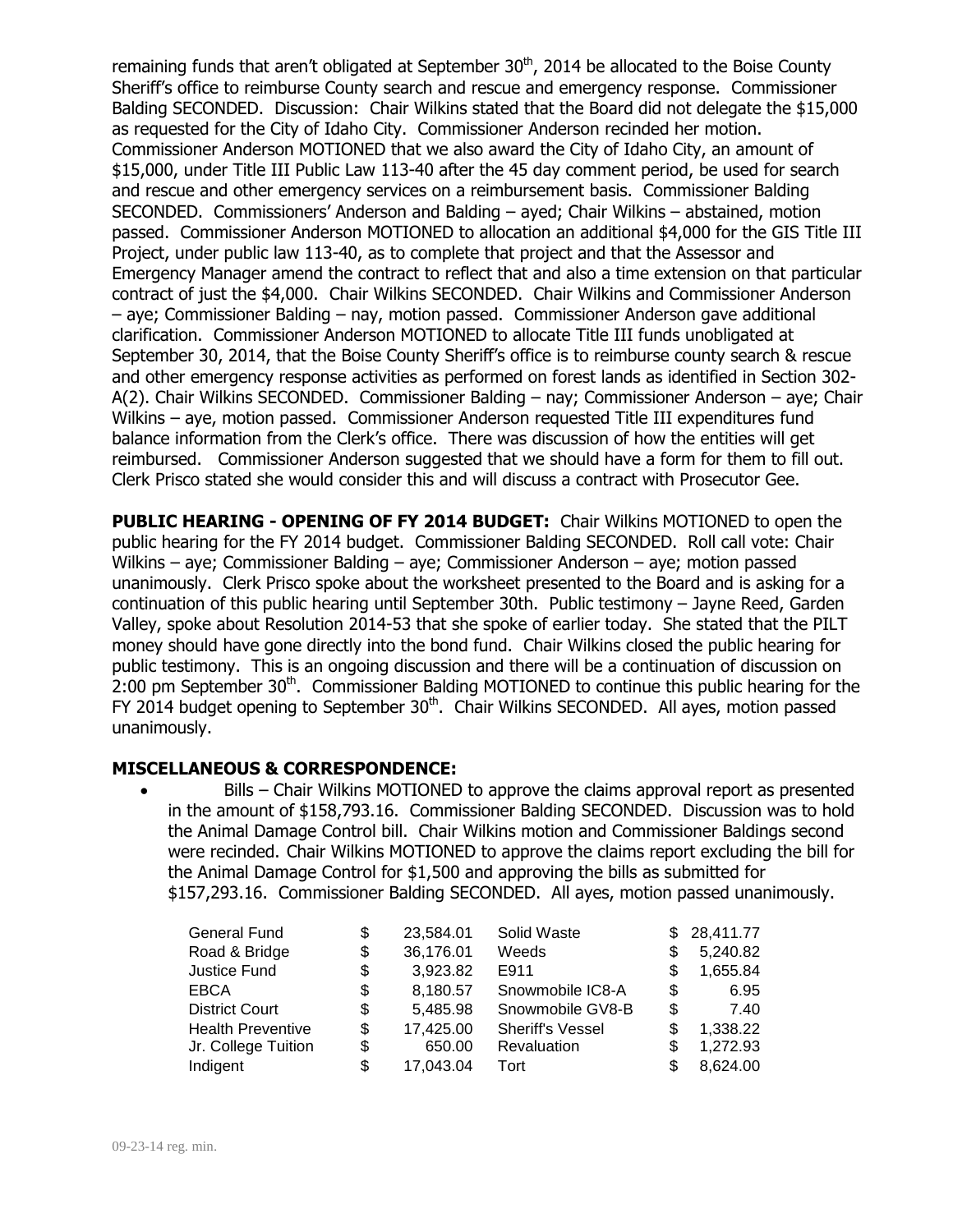remaining funds that aren't obligated at September 30th, 2014 be allocated to the Boise County Sheriff's office to reimburse County search and rescue and emergency response. Commissioner Balding SECONDED. Discussion: Chair Wilkins stated that the Board did not delegate the $15,000 as requested for the City of Idaho City. Commissioner Anderson recinded her motion. Commissioner Anderson MOTIONED that we also award the City of Idaho City, an amount of $15,000, under Title III Public Law 113-40 after the 45 day comment period, be used for search and rescue and other emergency services on a reimbursement basis. Commissioner Balding SECONDED. Commissioners' Anderson and Balding – ayed; Chair Wilkins – abstained, motion passed. Commissioner Anderson MOTIONED to allocation an additional $4,000 for the GIS Title III Project, under public law 113-40, as to complete that project and that the Assessor and Emergency Manager amend the contract to reflect that and also a time extension on that particular contract of just the $4,000. Chair Wilkins SECONDED. Chair Wilkins and Commissioner Anderson – aye; Commissioner Balding – nay, motion passed. Commissioner Anderson gave additional clarification. Commissioner Anderson MOTIONED to allocate Title III funds unobligated at September 30, 2014, that the Boise County Sheriff's office is to reimburse county search & rescue and other emergency response activities as performed on forest lands as identified in Section 302-A(2). Chair Wilkins SECONDED. Commissioner Balding – nay; Commissioner Anderson – aye; Chair Wilkins – aye, motion passed. Commissioner Anderson requested Title III expenditures fund balance information from the Clerk's office. There was discussion of how the entities will get reimbursed. Commissioner Anderson suggested that we should have a form for them to fill out. Clerk Prisco stated she would consider this and will discuss a contract with Prosecutor Gee.

**PUBLIC HEARING - OPENING OF FY 2014 BUDGET:** Chair Wilkins MOTIONED to open the public hearing for the FY 2014 budget. Commissioner Balding SECONDED. Roll call vote: Chair Wilkins – aye; Commissioner Balding – aye; Commissioner Anderson – aye; motion passed unanimously. Clerk Prisco spoke about the worksheet presented to the Board and is asking for a continuation of this public hearing until September 30th. Public testimony – Jayne Reed, Garden Valley, spoke about Resolution 2014-53 that she spoke of earlier today. She stated that the PILT money should have gone directly into the bond fund. Chair Wilkins closed the public hearing for public testimony. This is an ongoing discussion and there will be a continuation of discussion on 2:00 pm September 30th. Commissioner Balding MOTIONED to continue this public hearing for the FY 2014 budget opening to September 30th. Chair Wilkins SECONDED. All ayes, motion passed unanimously.

**MISCELLANEOUS & CORRESPONDENCE:**

- Bills – Chair Wilkins MOTIONED to approve the claims approval report as presented in the amount of $158,793.16. Commissioner Balding SECONDED. Discussion was to hold the Animal Damage Control bill. Chair Wilkins motion and Commissioner Baldings second were recinded. Chair Wilkins MOTIONED to approve the claims report excluding the bill for the Animal Damage Control for $1,500 and approving the bills as submitted for $157,293.16. Commissioner Balding SECONDED. All ayes, motion passed unanimously.

| Fund | Amount | Fund | Amount |
|---|---|---|---|
| General Fund | $ 23,584.01 | Solid Waste | $ 28,411.77 |
| Road & Bridge | $ 36,176.01 | Weeds | $ 5,240.82 |
| Justice Fund | $ 3,923.82 | E911 | $ 1,655.84 |
| EBCA | $ 8,180.57 | Snowmobile IC8-A | $ 6.95 |
| District Court | $ 5,485.98 | Snowmobile GV8-B | $ 7.40 |
| Health Preventive | $ 17,425.00 | Sheriff's Vessel | $ 1,338.22 |
| Jr. College Tuition | $ 650.00 | Revaluation | $ 1,272.93 |
| Indigent | $ 17,043.04 | Tort | $ 8,624.00 |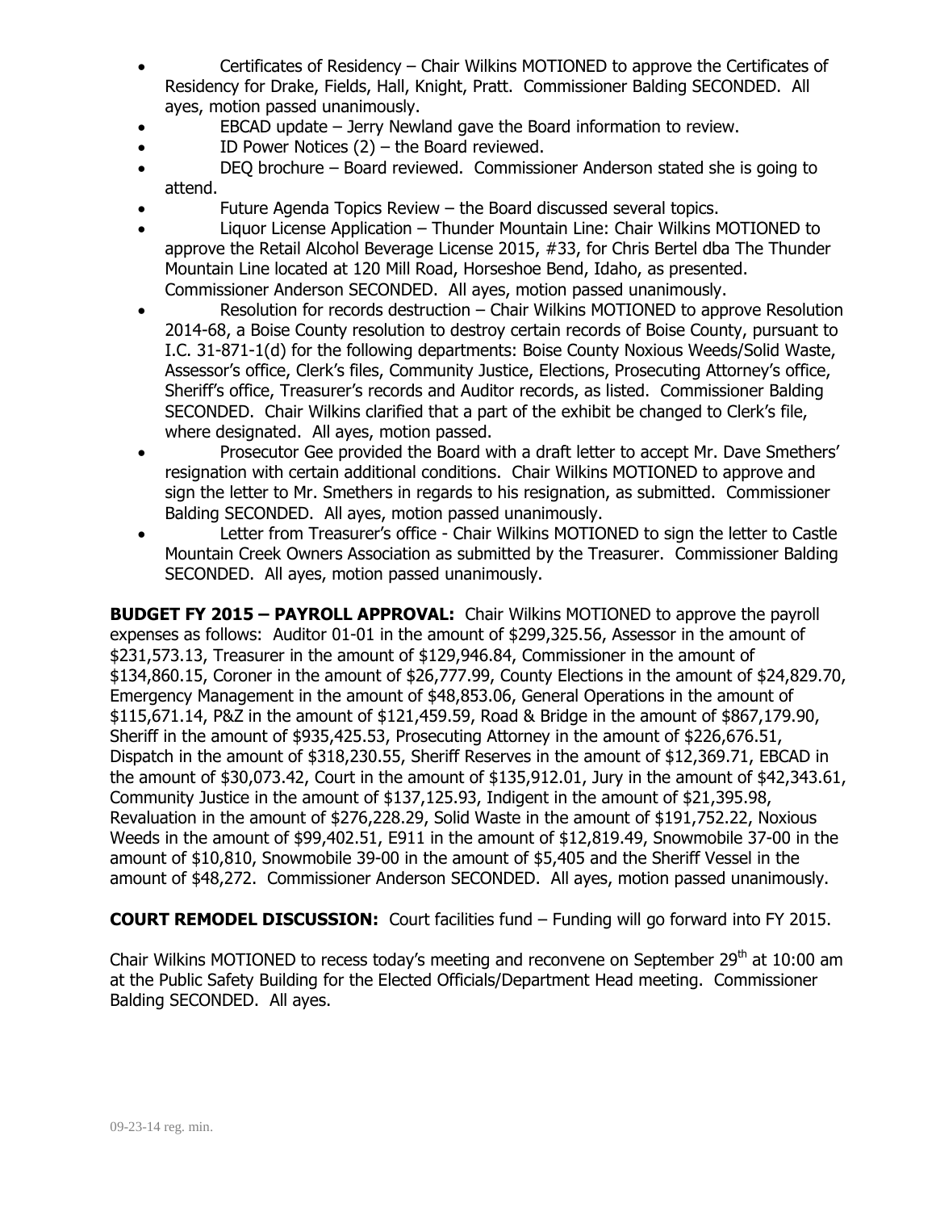- Certificates of Residency – Chair Wilkins MOTIONED to approve the Certificates of Residency for Drake, Fields, Hall, Knight, Pratt. Commissioner Balding SECONDED. All ayes, motion passed unanimously.
- EBCAD update – Jerry Newland gave the Board information to review.
- ID Power Notices (2) – the Board reviewed.
- DEQ brochure – Board reviewed. Commissioner Anderson stated she is going to attend.
- Future Agenda Topics Review – the Board discussed several topics.
- Liquor License Application – Thunder Mountain Line: Chair Wilkins MOTIONED to approve the Retail Alcohol Beverage License 2015, #33, for Chris Bertel dba The Thunder Mountain Line located at 120 Mill Road, Horseshoe Bend, Idaho, as presented. Commissioner Anderson SECONDED. All ayes, motion passed unanimously.
- Resolution for records destruction – Chair Wilkins MOTIONED to approve Resolution 2014-68, a Boise County resolution to destroy certain records of Boise County, pursuant to I.C. 31-871-1(d) for the following departments: Boise County Noxious Weeds/Solid Waste, Assessor's office, Clerk's files, Community Justice, Elections, Prosecuting Attorney's office, Sheriff's office, Treasurer's records and Auditor records, as listed. Commissioner Balding SECONDED. Chair Wilkins clarified that a part of the exhibit be changed to Clerk's file, where designated. All ayes, motion passed.
- Prosecutor Gee provided the Board with a draft letter to accept Mr. Dave Smethers' resignation with certain additional conditions. Chair Wilkins MOTIONED to approve and sign the letter to Mr. Smethers in regards to his resignation, as submitted. Commissioner Balding SECONDED. All ayes, motion passed unanimously.
- Letter from Treasurer's office - Chair Wilkins MOTIONED to sign the letter to Castle Mountain Creek Owners Association as submitted by the Treasurer. Commissioner Balding SECONDED. All ayes, motion passed unanimously.

**BUDGET FY 2015 – PAYROLL APPROVAL:** Chair Wilkins MOTIONED to approve the payroll expenses as follows: Auditor 01-01 in the amount of $299,325.56, Assessor in the amount of $231,573.13, Treasurer in the amount of $129,946.84, Commissioner in the amount of $134,860.15, Coroner in the amount of $26,777.99, County Elections in the amount of $24,829.70, Emergency Management in the amount of $48,853.06, General Operations in the amount of $115,671.14, P&Z in the amount of $121,459.59, Road & Bridge in the amount of $867,179.90, Sheriff in the amount of $935,425.53, Prosecuting Attorney in the amount of $226,676.51, Dispatch in the amount of $318,230.55, Sheriff Reserves in the amount of $12,369.71, EBCAD in the amount of $30,073.42, Court in the amount of $135,912.01, Jury in the amount of $42,343.61, Community Justice in the amount of $137,125.93, Indigent in the amount of $21,395.98, Revaluation in the amount of $276,228.29, Solid Waste in the amount of $191,752.22, Noxious Weeds in the amount of $99,402.51, E911 in the amount of $12,819.49, Snowmobile 37-00 in the amount of $10,810, Snowmobile 39-00 in the amount of $5,405 and the Sheriff Vessel in the amount of $48,272. Commissioner Anderson SECONDED. All ayes, motion passed unanimously.

**COURT REMODEL DISCUSSION:** Court facilities fund – Funding will go forward into FY 2015.

Chair Wilkins MOTIONED to recess today's meeting and reconvene on September 29th at 10:00 am at the Public Safety Building for the Elected Officials/Department Head meeting. Commissioner Balding SECONDED. All ayes.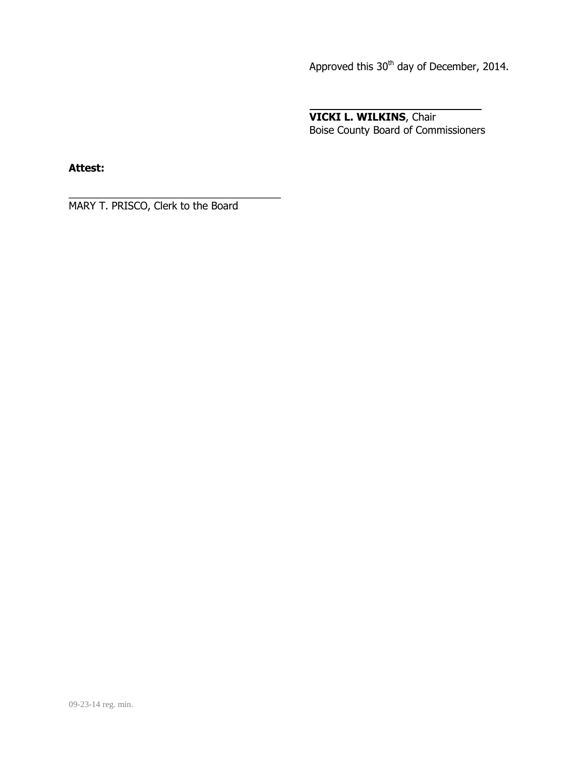Approved this 30th day of December, 2014.

______________________________

**VICKI L. WILKINS**, Chair
Boise County Board of Commissioners

**Attest:**

______________________________

MARY T. PRISCO, Clerk to the Board